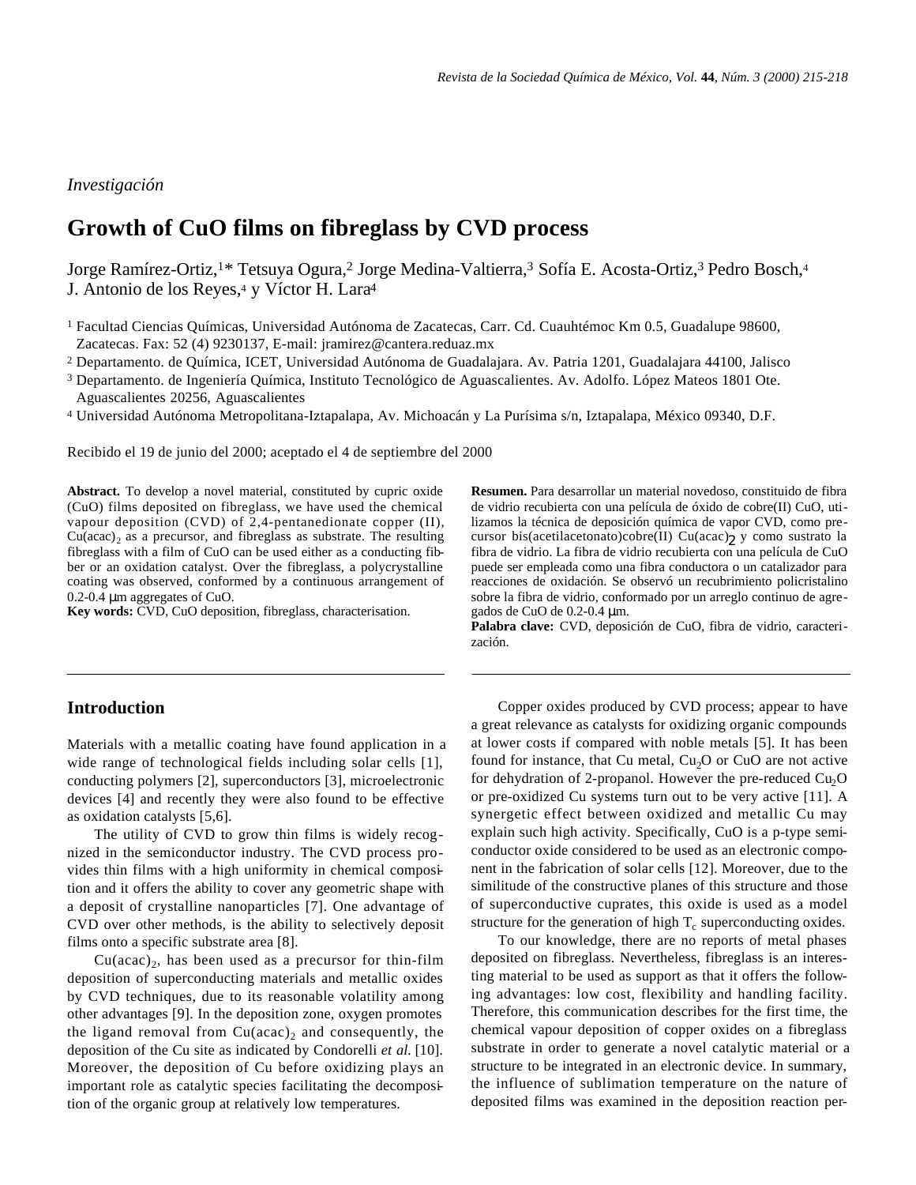*Investigación*

# Growth of CuO films on fibreglass by CVD process

Jorge Ramírez-Ortiz,[1]* Tetsuya Ogura,[2] Jorge Medina-Valtierra,[3] Sofía E. Acosta-Ortiz,[3] Pedro Bosch,[4] J. Antonio de los Reyes,[4] y Víctor H. Lara[4]

[1] Facultad Ciencias Químicas, Universidad Autónoma de Zacatecas, Carr. Cd. Cuauhtémoc Km 0.5, Guadalupe 98600, Zacatecas. Fax: 52 (4) 9230137, E-mail: jramirez@cantera.reduaz.mx

[2] Departamento. de Química, ICET, Universidad Autónoma de Guadalajara. Av. Patria 1201, Guadalajara 44100, Jalisco

[3] Departamento. de Ingeniería Química, Instituto Tecnológico de Aguascalientes. Av. Adolfo. López Mateos 1801 Ote. Aguascalientes 20256, Aguascalientes

[4] Universidad Autónoma Metropolitana-Iztapalapa, Av. Michoacán y La Purísima s/n, Iztapalapa, México 09340, D.F.

Recibido el 19 de junio del 2000; aceptado el 4 de septiembre del 2000

**Abstract.** To develop a novel material, constituted by cupric oxide (CuO) films deposited on fibreglass, we have used the chemical vapour deposition (CVD) of 2,4-pentanedionate copper (II), $Cu(acac)_2$ as a precursor, and fibreglass as substrate. The resulting fibreglass with a film of CuO can be used either as a conducting fibber or an oxidation catalyst. Over the fibreglass, a polycrystalline coating was observed, conformed by a continuous arrangement of 0.2-0.4 μm aggregates of CuO.

**Key words:** CVD, CuO deposition, fibreglass, characterisation.

**Resumen.** Para desarrollar un material novedoso, constituido de fibra de vidrio recubierta con una película de óxido de cobre(II) CuO, utilizamos la técnica de deposición química de vapor CVD, como precursor bis(acetilacetonato)cobre(II) $Cu(acac)_2$ y como sustrato la fibra de vidrio. La fibra de vidrio recubierta con una película de CuO puede ser empleada como una fibra conductora o un catalizador para reacciones de oxidación. Se observó un recubrimiento policristalino sobre la fibra de vidrio, conformado por un arreglo continuo de agregados de CuO de 0.2-0.4 μm.

**Palabra clave:** CVD, deposición de CuO, fibra de vidrio, caracterización.

## Introduction

Materials with a metallic coating have found application in a wide range of technological fields including solar cells [1], conducting polymers [2], superconductors [3], microelectronic devices [4] and recently they were also found to be effective as oxidation catalysts [5,6].

The utility of CVD to grow thin films is widely recognized in the semiconductor industry. The CVD process provides thin films with a high uniformity in chemical composition and it offers the ability to cover any geometric shape with a deposit of crystalline nanoparticles [7]. One advantage of CVD over other methods, is the ability to selectively deposit films onto a specific substrate area [8].

$Cu(acac)_2$, has been used as a precursor for thin-film deposition of superconducting materials and metallic oxides by CVD techniques, due to its reasonable volatility among other advantages [9]. In the deposition zone, oxygen promotes the ligand removal from $Cu(acac)_2$ and consequently, the deposition of the Cu site as indicated by Condorelli *et al.* [10]. Moreover, the deposition of Cu before oxidizing plays an important role as catalytic species facilitating the decomposition of the organic group at relatively low temperatures.

Copper oxides produced by CVD process; appear to have a great relevance as catalysts for oxidizing organic compounds at lower costs if compared with noble metals [5]. It has been found for instance, that Cu metal, $Cu_2O$ or CuO are not active for dehydration of 2-propanol. However the pre-reduced $Cu_2O$ or pre-oxidized Cu systems turn out to be very active [11]. A synergetic effect between oxidized and metallic Cu may explain such high activity. Specifically, CuO is a p-type semiconductor oxide considered to be used as an electronic component in the fabrication of solar cells [12]. Moreover, due to the similitude of the constructive planes of this structure and those of superconductive cuprates, this oxide is used as a model structure for the generation of high $T_c$ superconducting oxides.

To our knowledge, there are no reports of metal phases deposited on fibreglass. Nevertheless, fibreglass is an interesting material to be used as support as that it offers the following advantages: low cost, flexibility and handling facility. Therefore, this communication describes for the first time, the chemical vapour deposition of copper oxides on a fibreglass substrate in order to generate a novel catalytic material or a structure to be integrated in an electronic device. In summary, the influence of sublimation temperature on the nature of deposited films was examined in the deposition reaction per-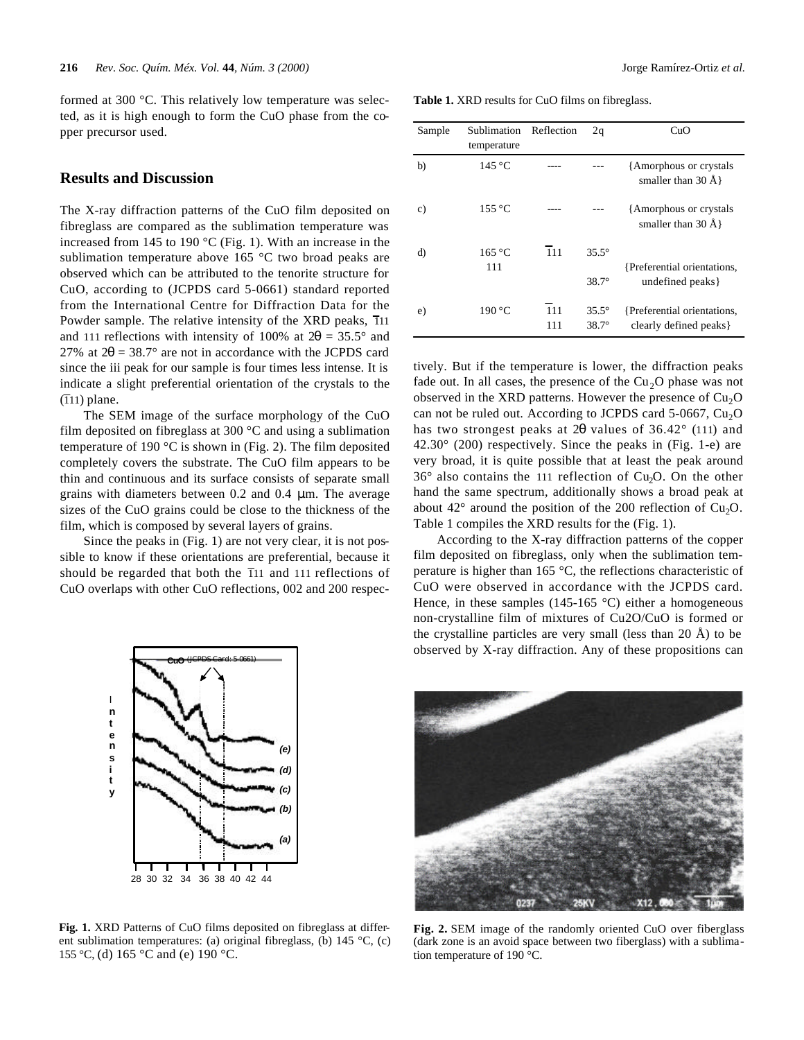formed at 300 °C. This relatively low temperature was selected, as it is high enough to form the CuO phase from the copper precursor used.

## Results and Discussion

The X-ray diffraction patterns of the CuO film deposited on fibreglass are compared as the sublimation temperature was increased from 145 to 190 °C (Fig. 1). With an increase in the sublimation temperature above 165 °C two broad peaks are observed which can be attributed to the tenorite structure for CuO, according to (JCPDS card 5-0661) standard reported from the International Centre for Diffraction Data for the Powder sample. The relative intensity of the XRD peaks, $\bar{1}11$ and 111 reflections with intensity of 100% at $2\theta = 35.5°$ and 27% at $2\theta = 38.7°$ are not in accordance with the JCPDS card since the iii peak for our sample is four times less intense. It is indicate a slight preferential orientation of the crystals to the ($\bar{1}11$) plane.

The SEM image of the surface morphology of the CuO film deposited on fibreglass at 300 °C and using a sublimation temperature of 190 °C is shown in (Fig. 2). The film deposited completely covers the substrate. The CuO film appears to be thin and continuous and its surface consists of separate small grains with diameters between 0.2 and 0.4 μm. The average sizes of the CuO grains could be close to the thickness of the film, which is composed by several layers of grains.

Since the peaks in (Fig. 1) are not very clear, it is not possible to know if these orientations are preferential, because it should be regarded that both the $\bar{1}11$ and 111 reflections of CuO overlaps with other CuO reflections, 002 and 200 respectively. But if the temperature is lower, the diffraction peaks fade out. In all cases, the presence of the $Cu_2O$ phase was not observed in the XRD patterns. However the presence of $Cu_2O$ can not be ruled out. According to JCPDS card 5-0667, $Cu_2O$ has two strongest peaks at $2\theta$ values of 36.42° (111) and 42.30° (200) respectively. Since the peaks in (Fig. 1-e) are very broad, it is quite possible that at least the peak around 36° also contains the 111 reflection of $Cu_2O$. On the other hand the same spectrum, additionally shows a broad peak at about 42° around the position of the 200 reflection of $Cu_2O$. Table 1 compiles the XRD results for the (Fig. 1).

**Table 1.** XRD results for CuO films on fibreglass.

| Sample | Sublimation temperature | Reflection | 2q | CuO |
|---|---|---|---|---|
| b) | 145 °C | ---- | --- | {Amorphous or crystals smaller than 30 Å} |
| c) | 155 °C | ---- | --- | {Amorphous or crystals smaller than 30 Å} |
| d) | 165 °C | $\bar{1}11$ | 35.5° | {Preferential orientations, undefined peaks} |
| | 111 | | 38.7° | |
| e) | 190 °C | $\bar{1}11$ | 35.5° | {Preferential orientations, clearly defined peaks} |
| | | 111 | 38.7° | |

According to the X-ray diffraction patterns of the copper film deposited on fibreglass, only when the sublimation temperature is higher than 165 °C, the reflections characteristic of CuO were observed in accordance with the JCPDS card. Hence, in these samples (145-165 °C) either a homogeneous non-crystalline film of mixtures of Cu2O/CuO is formed or the crystalline particles are very small (less than 20 Å) to be observed by X-ray diffraction. Any of these propositions can

**Fig. 1.** XRD Patterns of CuO films deposited on fibreglass at different sublimation temperatures: (a) original fibreglass, (b) 145 °C, (c) 155 °C, (d) 165 °C and (e) 190 °C.

**Fig. 2.** SEM image of the randomly oriented CuO over fiberglass (dark zone is an avoid space between two fiberglass) with a sublimation temperature of 190 °C.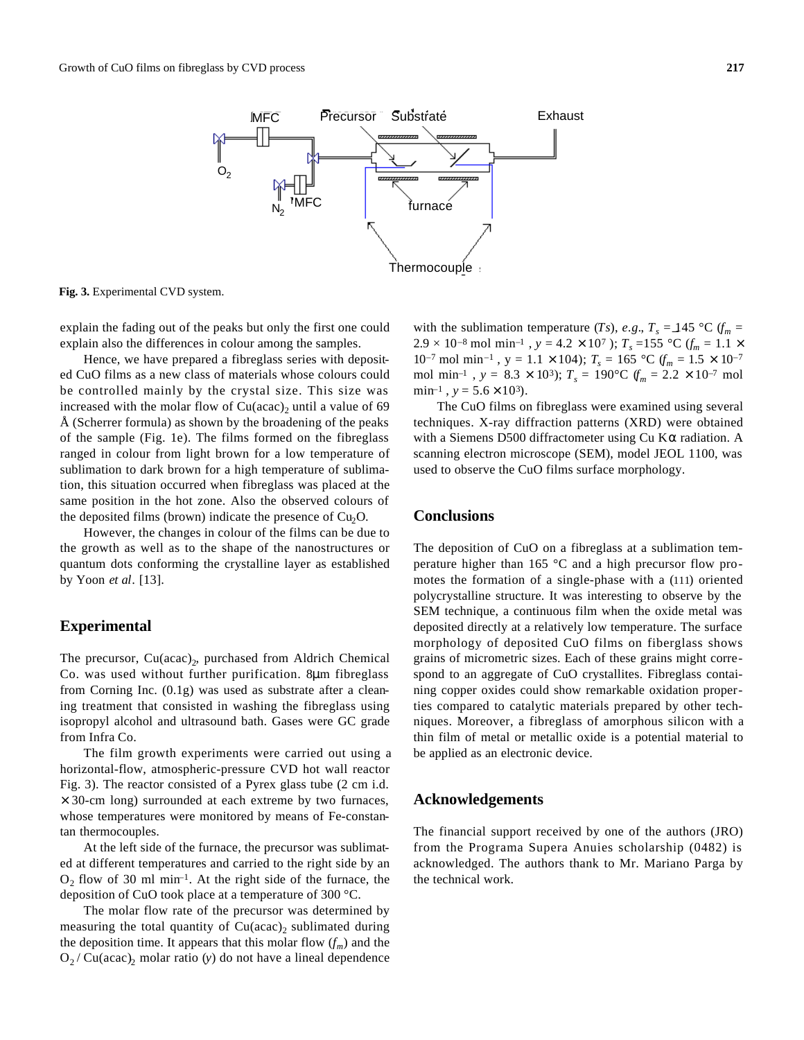Fig. 3. Experimental CVD system.

explain the fading out of the peaks but only the first one could explain also the differences in colour among the samples.

Hence, we have prepared a fibreglass series with deposited CuO films as a new class of materials whose colours could be controlled mainly by the crystal size. This size was increased with the molar flow of $Cu(acac)_2$ until a value of 69 Å (Scherrer formula) as shown by the broadening of the peaks of the sample (Fig. 1e). The films formed on the fibreglass ranged in colour from light brown for a low temperature of sublimation to dark brown for a high temperature of sublimation, this situation occurred when fibreglass was placed at the same position in the hot zone. Also the observed colours of the deposited films (brown) indicate the presence of $Cu_2O$.

However, the changes in colour of the films can be due to the growth as well as to the shape of the nanostructures or quantum dots conforming the crystalline layer as established by Yoon *et al*. [13].

## Experimental

The precursor, $Cu(acac)_2$, purchased from Aldrich Chemical Co. was used without further purification. 8μm fibreglass from Corning Inc. (0.1g) was used as substrate after a cleaning treatment that consisted in washing the fibreglass using isopropyl alcohol and ultrasound bath. Gases were GC grade from Infra Co.

The film growth experiments were carried out using a horizontal-flow, atmospheric-pressure CVD hot wall reactor Fig. 3). The reactor consisted of a Pyrex glass tube (2 cm i.d. × 30-cm long) surrounded at each extreme by two furnaces, whose temperatures were monitored by means of Fe-constantan thermocouples.

At the left side of the furnace, the precursor was sublimated at different temperatures and carried to the right side by an $O_2$ flow of 30 ml min$^{-1}$. At the right side of the furnace, the deposition of CuO took place at a temperature of 300 °C.

The molar flow rate of the precursor was determined by measuring the total quantity of $Cu(acac)_2$ sublimated during the deposition time. It appears that this molar flow ($f_m$) and the $O_2$ / $Cu(acac)_2$ molar ratio ($y$) do not have a lineal dependence with the sublimation temperature ($Ts$), *e.g*., $T_s$ = 145 °C ($f_m$ = 2.9 × 10$^{-8}$ mol min$^{-1}$ , $y$ = 4.2 × 10$^{7}$ ); $T_s$ =155 °C ($f_m$ = 1.1 × 10$^{-7}$ mol min$^{-1}$ , y = 1.1 × 104); $T_s$ = 165 °C ($f_m$ = 1.5 × 10$^{-7}$ mol min$^{-1}$ , $y$ = 8.3 × 10$^{3}$); $T_s$ = 190°C ($f_m$ = 2.2 × 10$^{-7}$ mol min$^{-1}$ , $y$ = 5.6 × 10$^{3}$).

The CuO films on fibreglass were examined using several techniques. X-ray diffraction patterns (XRD) were obtained with a Siemens D500 diffractometer using Cu Kα radiation. A scanning electron microscope (SEM), model JEOL 1100, was used to observe the CuO films surface morphology.

## Conclusions

The deposition of CuO on a fibreglass at a sublimation temperature higher than 165 °C and a high precursor flow promotes the formation of a single-phase with a (111) oriented polycrystalline structure. It was interesting to observe by the SEM technique, a continuous film when the oxide metal was deposited directly at a relatively low temperature. The surface morphology of deposited CuO films on fiberglass shows grains of micrometric sizes. Each of these grains might correspond to an aggregate of CuO crystallites. Fibreglass containing copper oxides could show remarkable oxidation properties compared to catalytic materials prepared by other techniques. Moreover, a fibreglass of amorphous silicon with a thin film of metal or metallic oxide is a potential material to be applied as an electronic device.

## Acknowledgements

The financial support received by one of the authors (JRO) from the Programa Supera Anuies scholarship (0482) is acknowledged. The authors thank to Mr. Mariano Parga by the technical work.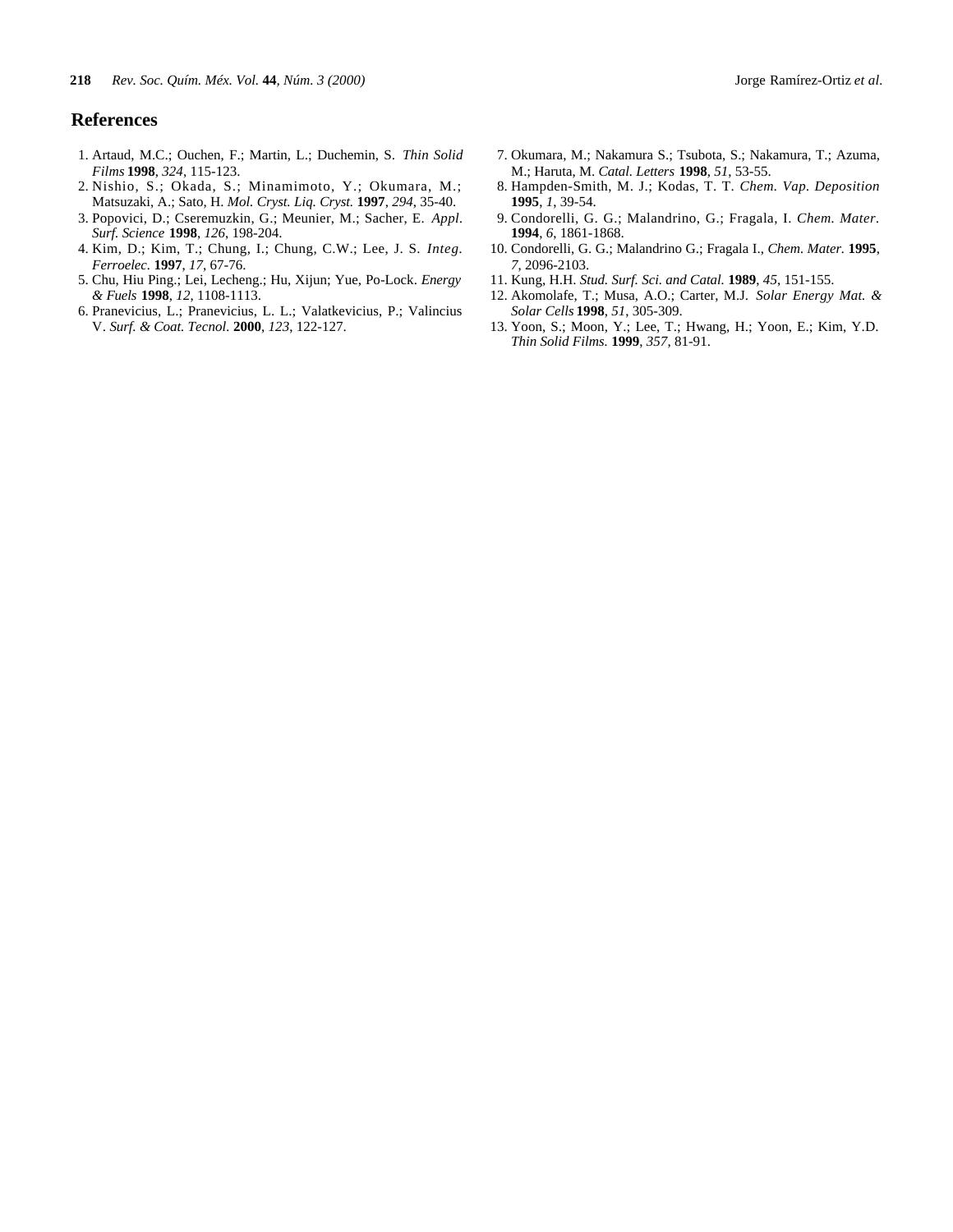## References

1. Artaud, M.C.; Ouchen, F.; Martin, L.; Duchemin, S. *Thin Solid Films* **1998**, *324*, 115-123.
2. Nishio, S.; Okada, S.; Minamimoto, Y.; Okumara, M.; Matsuzaki, A.; Sato, H. *Mol. Cryst. Liq. Cryst.* **1997**, *294*, 35-40.
3. Popovici, D.; Cseremuzkin, G.; Meunier, M.; Sacher, E. *Appl. Surf. Science* **1998**, *126*, 198-204.
4. Kim, D.; Kim, T.; Chung, I.; Chung, C.W.; Lee, J. S. *Integ. Ferroelec.* **1997**, *17*, 67-76.
5. Chu, Hiu Ping.; Lei, Lecheng.; Hu, Xijun; Yue, Po-Lock. *Energy & Fuels* **1998**, *12*, 1108-1113.
6. Pranevicius, L.; Pranevicius, L. L.; Valatkevicius, P.; Valincius V. *Surf. & Coat. Tecnol.* **2000**, *123*, 122-127.
7. Okumara, M.; Nakamura S.; Tsubota, S.; Nakamura, T.; Azuma, M.; Haruta, M. *Catal. Letters* **1998**, *51*, 53-55.
8. Hampden-Smith, M. J.; Kodas, T. T. *Chem. Vap. Deposition* **1995**, *1*, 39-54.
9. Condorelli, G. G.; Malandrino, G.; Fragala, I. *Chem. Mater.* **1994**, *6*, 1861-1868.
10. Condorelli, G. G.; Malandrino G.; Fragala I., *Chem. Mater.* **1995**, *7*, 2096-2103.
11. Kung, H.H. *Stud. Surf. Sci. and Catal.* **1989**, *45*, 151-155.
12. Akomolafe, T.; Musa, A.O.; Carter, M.J. *Solar Energy Mat. & Solar Cells* **1998**, *51*, 305-309.
13. Yoon, S.; Moon, Y.; Lee, T.; Hwang, H.; Yoon, E.; Kim, Y.D. *Thin Solid Films.* **1999**, *357*, 81-91.